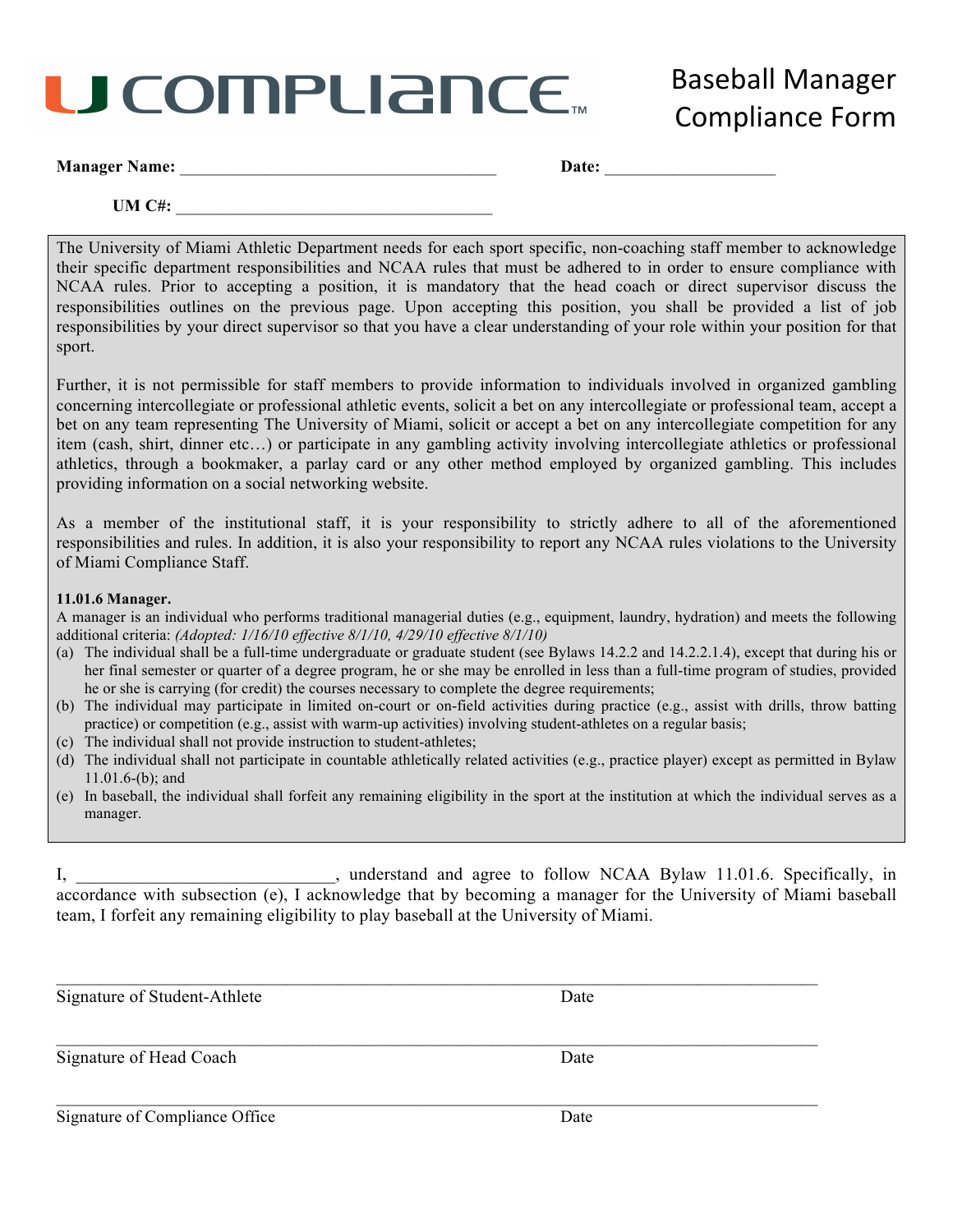# U COMPLIANCE™

# Baseball Manager Compliance Form

**Manager Name:** ____________________________________ **Date:** ___________________

**UM C#:** ____________________________________

The University of Miami Athletic Department needs for each sport specific, non-coaching staff member to acknowledge their specific department responsibilities and NCAA rules that must be adhered to in order to ensure compliance with NCAA rules. Prior to accepting a position, it is mandatory that the head coach or direct supervisor discuss the responsibilities outlines on the previous page. Upon accepting this position, you shall be provided a list of job responsibilities by your direct supervisor so that you have a clear understanding of your role within your position for that sport.

Further, it is not permissible for staff members to provide information to individuals involved in organized gambling concerning intercollegiate or professional athletic events, solicit a bet on any intercollegiate or professional team, accept a bet on any team representing The University of Miami, solicit or accept a bet on any intercollegiate competition for any item (cash, shirt, dinner etc…) or participate in any gambling activity involving intercollegiate athletics or professional athletics, through a bookmaker, a parlay card or any other method employed by organized gambling. This includes providing information on a social networking website.

As a member of the institutional staff, it is your responsibility to strictly adhere to all of the aforementioned responsibilities and rules. In addition, it is also your responsibility to report any NCAA rules violations to the University of Miami Compliance Staff.

**11.01.6 Manager.**

A manager is an individual who performs traditional managerial duties (e.g., equipment, laundry, hydration) and meets the following additional criteria: *(Adopted: 1/16/10 effective 8/1/10, 4/29/10 effective 8/1/10)*

(a) The individual shall be a full-time undergraduate or graduate student (see Bylaws 14.2.2 and 14.2.2.1.4), except that during his or her final semester or quarter of a degree program, he or she may be enrolled in less than a full-time program of studies, provided he or she is carrying (for credit) the courses necessary to complete the degree requirements;

(b) The individual may participate in limited on-court or on-field activities during practice (e.g., assist with drills, throw batting practice) or competition (e.g., assist with warm-up activities) involving student-athletes on a regular basis;

(c) The individual shall not provide instruction to student-athletes;

(d) The individual shall not participate in countable athletically related activities (e.g., practice player) except as permitted in Bylaw 11.01.6-(b); and

(e) In baseball, the individual shall forfeit any remaining eligibility in the sport at the institution at which the individual serves as a manager.

I, ____________________________, understand and agree to follow NCAA Bylaw 11.01.6. Specifically, in accordance with subsection (e), I acknowledge that by becoming a manager for the University of Miami baseball team, I forfeit any remaining eligibility to play baseball at the University of Miami.

______________________________________________________________________________

Signature of Student-Athlete Date

______________________________________________________________________________

Signature of Head Coach Date

______________________________________________________________________________

Signature of Compliance Office Date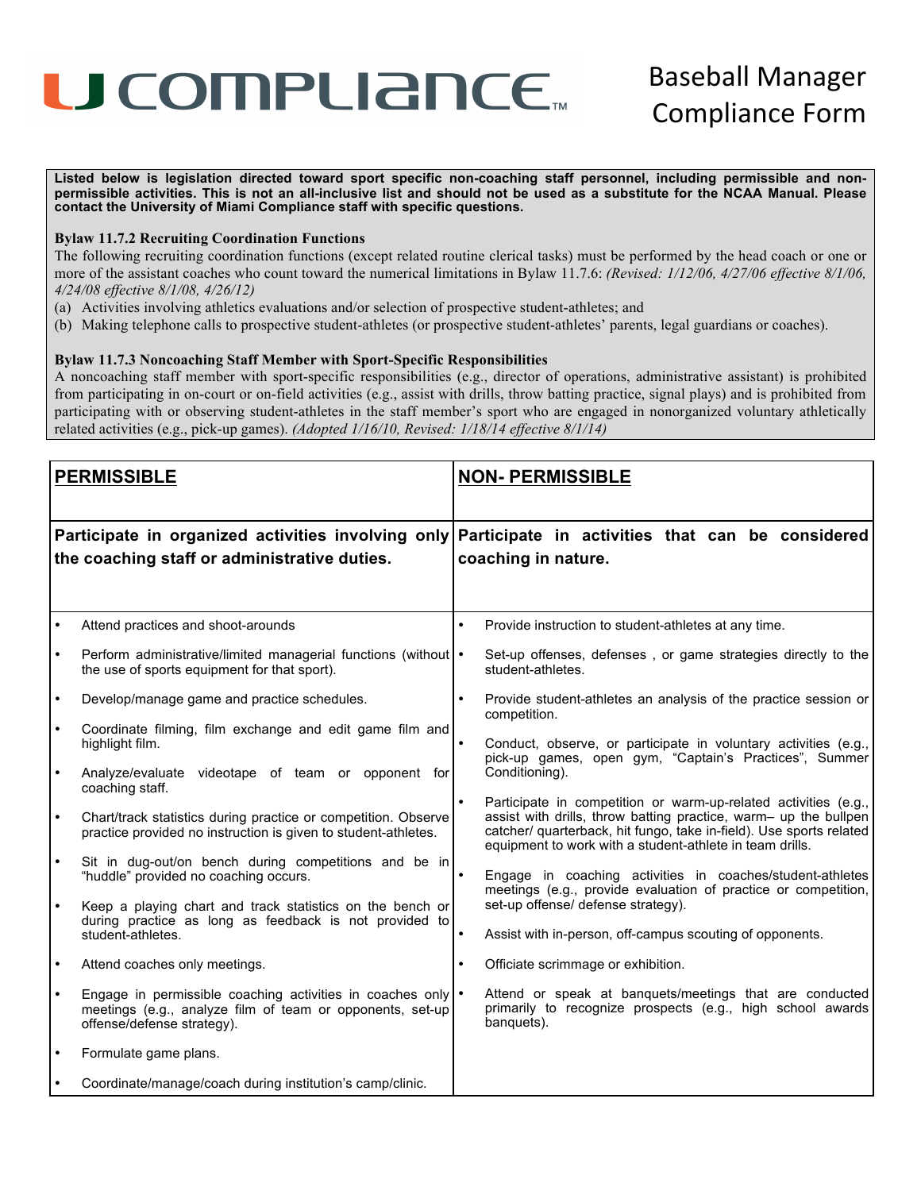# U COMPLIANCE

# Baseball Manager Compliance Form

**Listed below is legislation directed toward sport specific non-coaching staff personnel, including permissible and non-permissible activities. This is not an all-inclusive list and should not be used as a substitute for the NCAA Manual. Please contact the University of Miami Compliance staff with specific questions.**

**Bylaw 11.7.2 Recruiting Coordination Functions**

The following recruiting coordination functions (except related routine clerical tasks) must be performed by the head coach or one or more of the assistant coaches who count toward the numerical limitations in Bylaw 11.7.6: *(Revised: 1/12/06, 4/27/06 effective 8/1/06, 4/24/08 effective 8/1/08, 4/26/12)*

(a) Activities involving athletics evaluations and/or selection of prospective student-athletes; and

(b) Making telephone calls to prospective student-athletes (or prospective student-athletes' parents, legal guardians or coaches).

**Bylaw 11.7.3 Noncoaching Staff Member with Sport-Specific Responsibilities**

A noncoaching staff member with sport-specific responsibilities (e.g., director of operations, administrative assistant) is prohibited from participating in on-court or on-field activities (e.g., assist with drills, throw batting practice, signal plays) and is prohibited from participating with or observing student-athletes in the staff member's sport who are engaged in nonorganized voluntary athletically related activities (e.g., pick-up games). *(Adopted 1/16/10, Revised: 1/18/14 effective 8/1/14)*

| **PERMISSIBLE** | **NON- PERMISSIBLE** |
|---|---|
| **Participate in organized activities involving only the coaching staff or administrative duties.** | **Participate in activities that can be considered coaching in nature.** |
| • Attend practices and shoot-arounds<br>• Perform administrative/limited managerial functions (without the use of sports equipment for that sport).<br>• Develop/manage game and practice schedules.<br>• Coordinate filming, film exchange and edit game film and highlight film.<br>• Analyze/evaluate videotape of team or opponent for coaching staff.<br>• Chart/track statistics during practice or competition. Observe practice provided no instruction is given to student-athletes.<br>• Sit in dug-out/on bench during competitions and be in "huddle" provided no coaching occurs.<br>• Keep a playing chart and track statistics on the bench or during practice as long as feedback is not provided to student-athletes.<br>• Attend coaches only meetings.<br>• Engage in permissible coaching activities in coaches only meetings (e.g., analyze film of team or opponents, set-up offense/defense strategy).<br>• Formulate game plans.<br>• Coordinate/manage/coach during institution's camp/clinic. | • Provide instruction to student-athletes at any time.<br>• Set-up offenses, defenses , or game strategies directly to the student-athletes.<br>• Provide student-athletes an analysis of the practice session or competition.<br>• Conduct, observe, or participate in voluntary activities (e.g., pick-up games, open gym, "Captain's Practices", Summer Conditioning).<br>• Participate in competition or warm-up-related activities (e.g., assist with drills, throw batting practice, warm– up the bullpen catcher/ quarterback, hit fungo, take in-field). Use sports related equipment to work with a student-athlete in team drills.<br>• Engage in coaching activities in coaches/student-athletes meetings (e.g., provide evaluation of practice or competition, set-up offense/ defense strategy).<br>• Assist with in-person, off-campus scouting of opponents.<br>• Officiate scrimmage or exhibition.<br>• Attend or speak at banquets/meetings that are conducted primarily to recognize prospects (e.g., high school awards banquets). |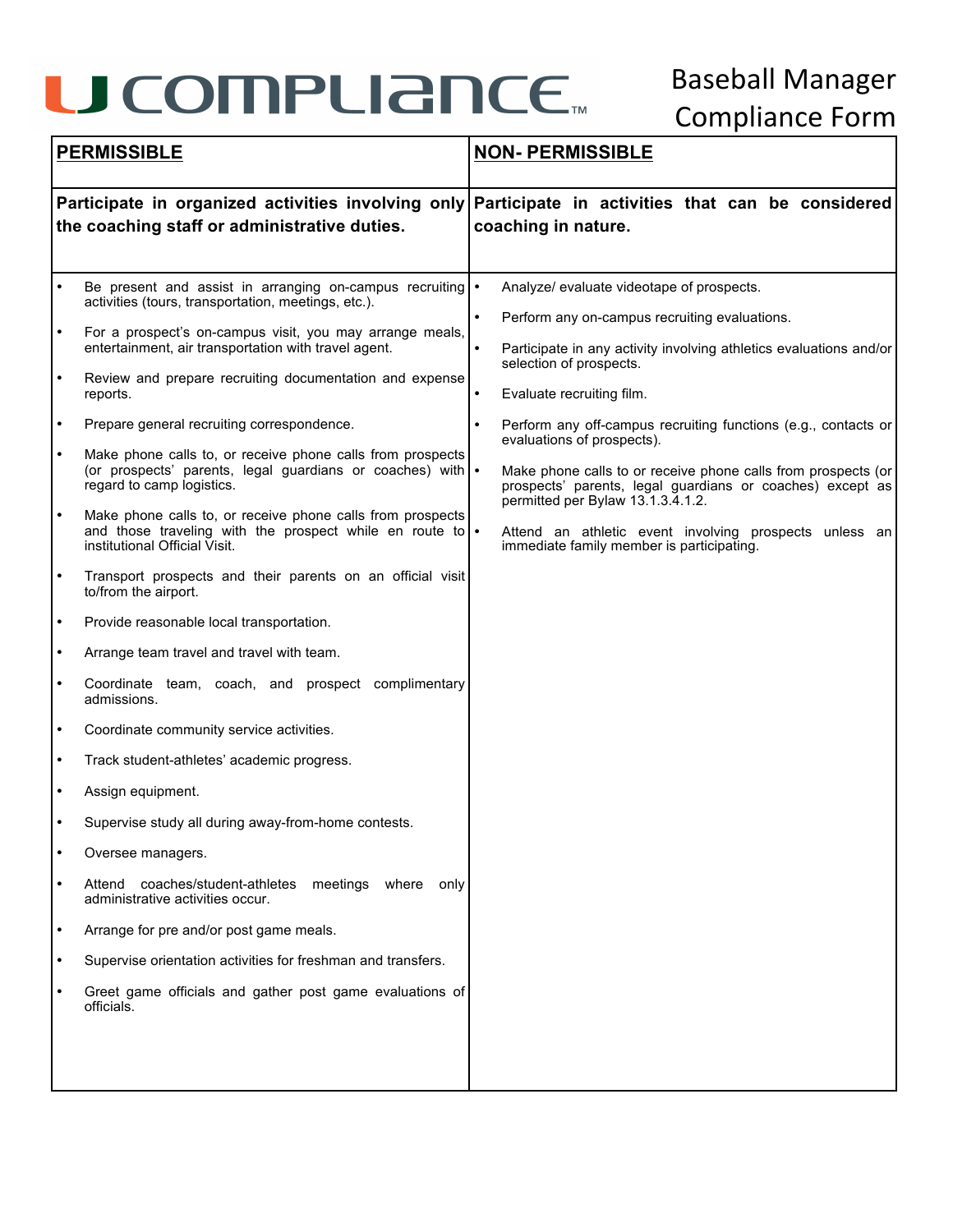# U COMPLIANCE™

## Baseball Manager Compliance Form

| **PERMISSIBLE** | **NON- PERMISSIBLE** |
|---|---|
| **Participate in organized activities involving only the coaching staff or administrative duties.** | **Participate in activities that can be considered coaching in nature.** |

**PERMISSIBLE**

- Be present and assist in arranging on-campus recruiting activities (tours, transportation, meetings, etc.).
- For a prospect's on-campus visit, you may arrange meals, entertainment, air transportation with travel agent.
- Review and prepare recruiting documentation and expense reports.
- Prepare general recruiting correspondence.
- Make phone calls to, or receive phone calls from prospects (or prospects' parents, legal guardians or coaches) with regard to camp logistics.
- Make phone calls to, or receive phone calls from prospects and those traveling with the prospect while en route to institutional Official Visit.
- Transport prospects and their parents on an official visit to/from the airport.
- Provide reasonable local transportation.
- Arrange team travel and travel with team.
- Coordinate team, coach, and prospect complimentary admissions.
- Coordinate community service activities.
- Track student-athletes' academic progress.
- Assign equipment.
- Supervise study all during away-from-home contests.
- Oversee managers.
- Attend coaches/student-athletes meetings where only administrative activities occur.
- Arrange for pre and/or post game meals.
- Supervise orientation activities for freshman and transfers.
- Greet game officials and gather post game evaluations of officials.

**NON- PERMISSIBLE**

- Analyze/ evaluate videotape of prospects.
- Perform any on-campus recruiting evaluations.
- Participate in any activity involving athletics evaluations and/or selection of prospects.
- Evaluate recruiting film.
- Perform any off-campus recruiting functions (e.g., contacts or evaluations of prospects).
- Make phone calls to or receive phone calls from prospects (or prospects' parents, legal guardians or coaches) except as permitted per Bylaw 13.1.3.4.1.2.
- Attend an athletic event involving prospects unless an immediate family member is participating.